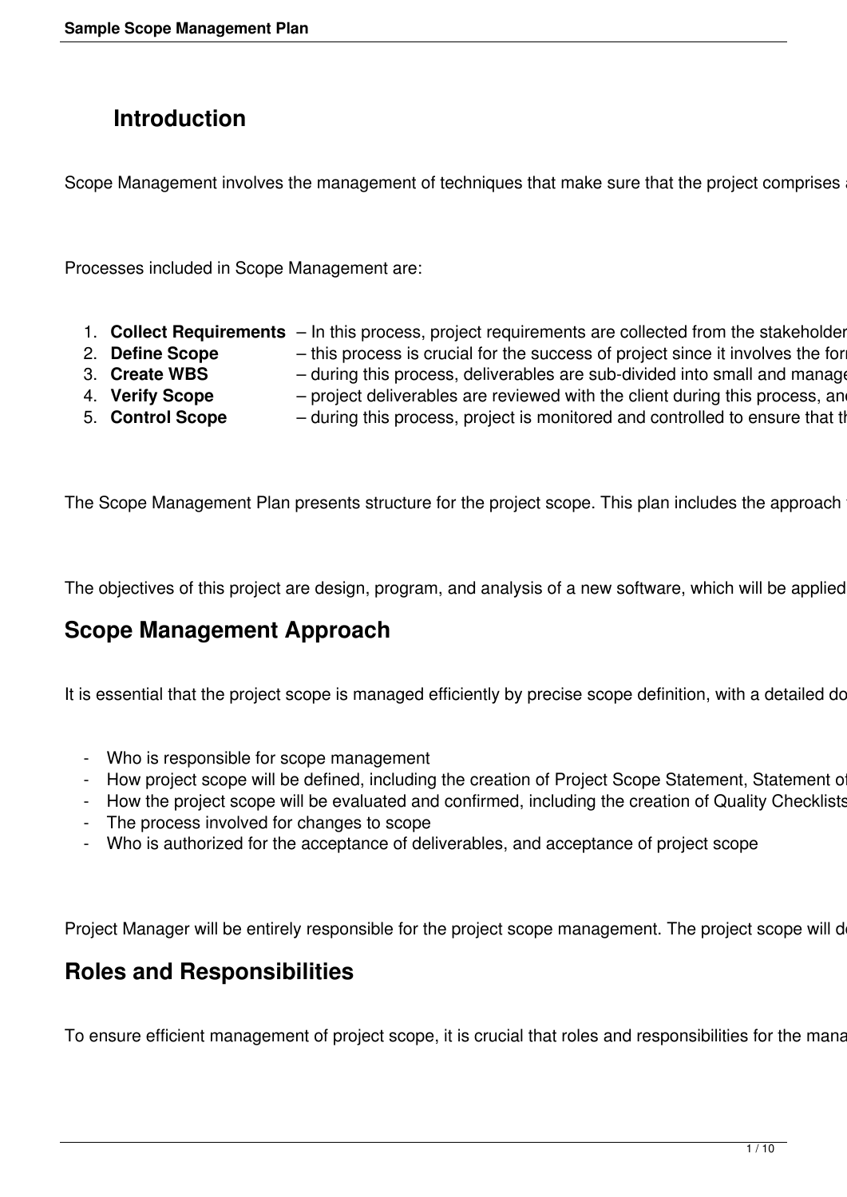## Introduction

Scope Management involves the management of techniques that make sure that the project comprises a

Processes included in Scope Management are:

1. **Collect Requirements** – In this process, project requirements are collected from the stakeholder
2. **Define Scope** – this process is crucial for the success of project since it involves the for
3. **Create WBS** – during this process, deliverables are sub-divided into small and manage
4. **Verify Scope** – project deliverables are reviewed with the client during this process, an
5. **Control Scope** – during this process, project is monitored and controlled to ensure that t

The Scope Management Plan presents structure for the project scope. This plan includes the approach

The objectives of this project are design, program, and analysis of a new software, which will be applied

## Scope Management Approach

It is essential that the project scope is managed efficiently by precise scope definition, with a detailed do

- Who is responsible for scope management
- How project scope will be defined, including the creation of Project Scope Statement, Statement o
- How the project scope will be evaluated and confirmed, including the creation of Quality Checklist
- The process involved for changes to scope
- Who is authorized for the acceptance of deliverables, and acceptance of project scope

Project Manager will be entirely responsible for the project scope management. The project scope will d

## Roles and Responsibilities

To ensure efficient management of project scope, it is crucial that roles and responsibilities for the mana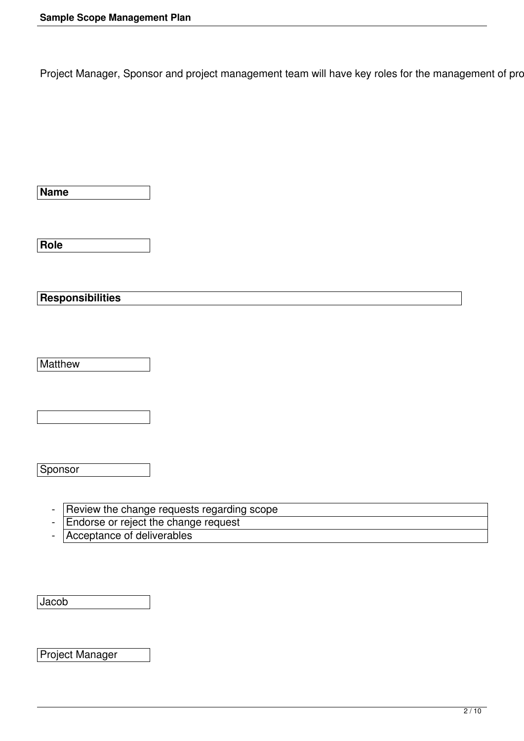Project Manager, Sponsor and project management team will have key roles for the management of pro

| Name | Role | Responsibilities |
| --- | --- | --- |
| Matthew | Sponsor | - Review the change requests regarding scope<br>- Endorse or reject the change request<br>- Acceptance of deliverables |
| Jacob | Project Manager | |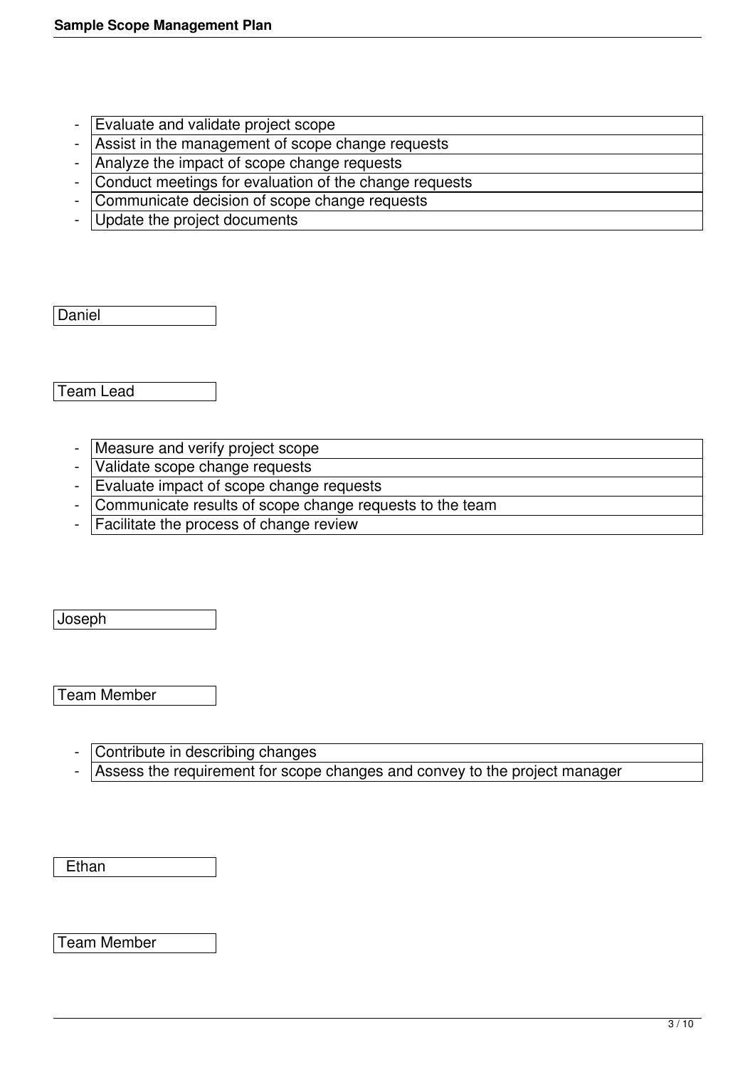- Evaluate and validate project scope
- Assist in the management of scope change requests
- Analyze the impact of scope change requests
- Conduct meetings for evaluation of the change requests
- Communicate decision of scope change requests
- Update the project documents

Daniel

Team Lead

- Measure and verify project scope
- Validate scope change requests
- Evaluate impact of scope change requests
- Communicate results of scope change requests to the team
- Facilitate the process of change review

Joseph

Team Member

- Contribute in describing changes
- Assess the requirement for scope changes and convey to the project manager

Ethan

Team Member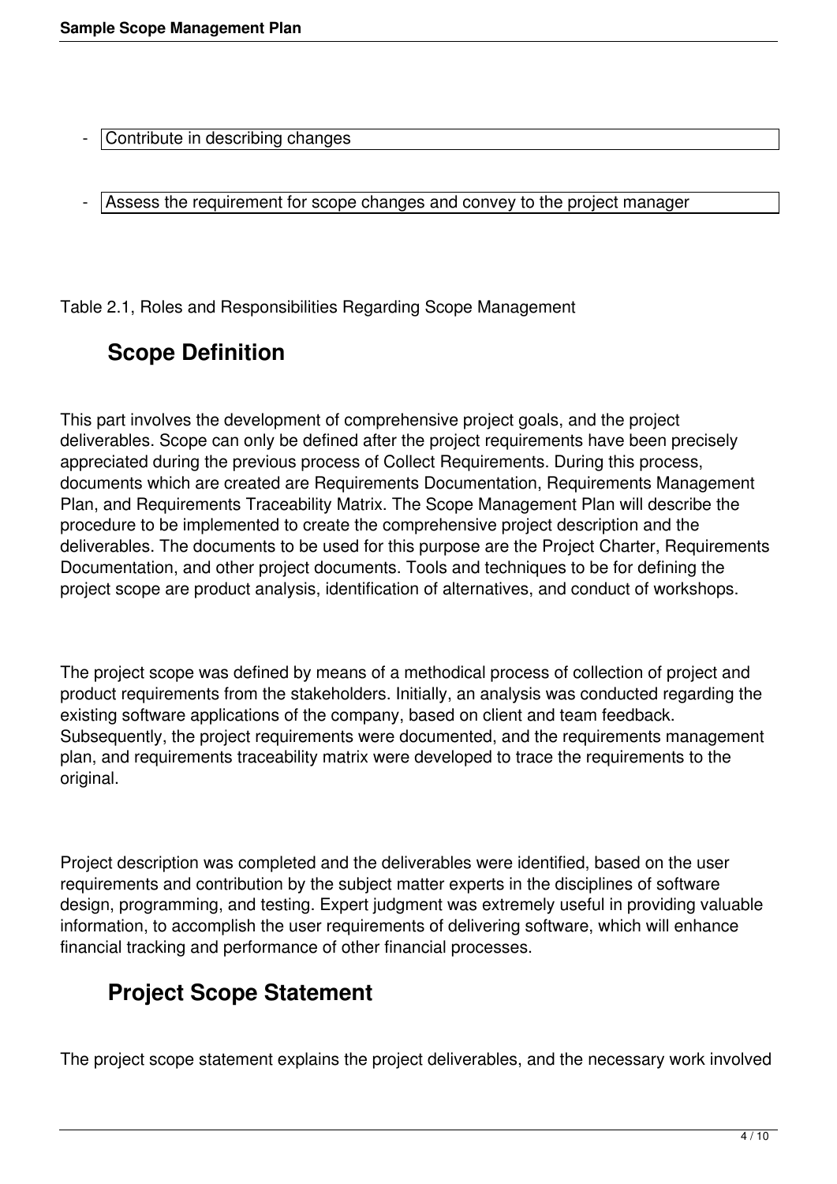- Contribute in describing changes

- Assess the requirement for scope changes and convey to the project manager

Table 2.1, Roles and Responsibilities Regarding Scope Management

## Scope Definition

This part involves the development of comprehensive project goals, and the project deliverables. Scope can only be defined after the project requirements have been precisely appreciated during the previous process of Collect Requirements. During this process, documents which are created are Requirements Documentation, Requirements Management Plan, and Requirements Traceability Matrix. The Scope Management Plan will describe the procedure to be implemented to create the comprehensive project description and the deliverables. The documents to be used for this purpose are the Project Charter, Requirements Documentation, and other project documents. Tools and techniques to be for defining the project scope are product analysis, identification of alternatives, and conduct of workshops.

The project scope was defined by means of a methodical process of collection of project and product requirements from the stakeholders. Initially, an analysis was conducted regarding the existing software applications of the company, based on client and team feedback. Subsequently, the project requirements were documented, and the requirements management plan, and requirements traceability matrix were developed to trace the requirements to the original.

Project description was completed and the deliverables were identified, based on the user requirements and contribution by the subject matter experts in the disciplines of software design, programming, and testing. Expert judgment was extremely useful in providing valuable information, to accomplish the user requirements of delivering software, which will enhance financial tracking and performance of other financial processes.

## Project Scope Statement

The project scope statement explains the project deliverables, and the necessary work involved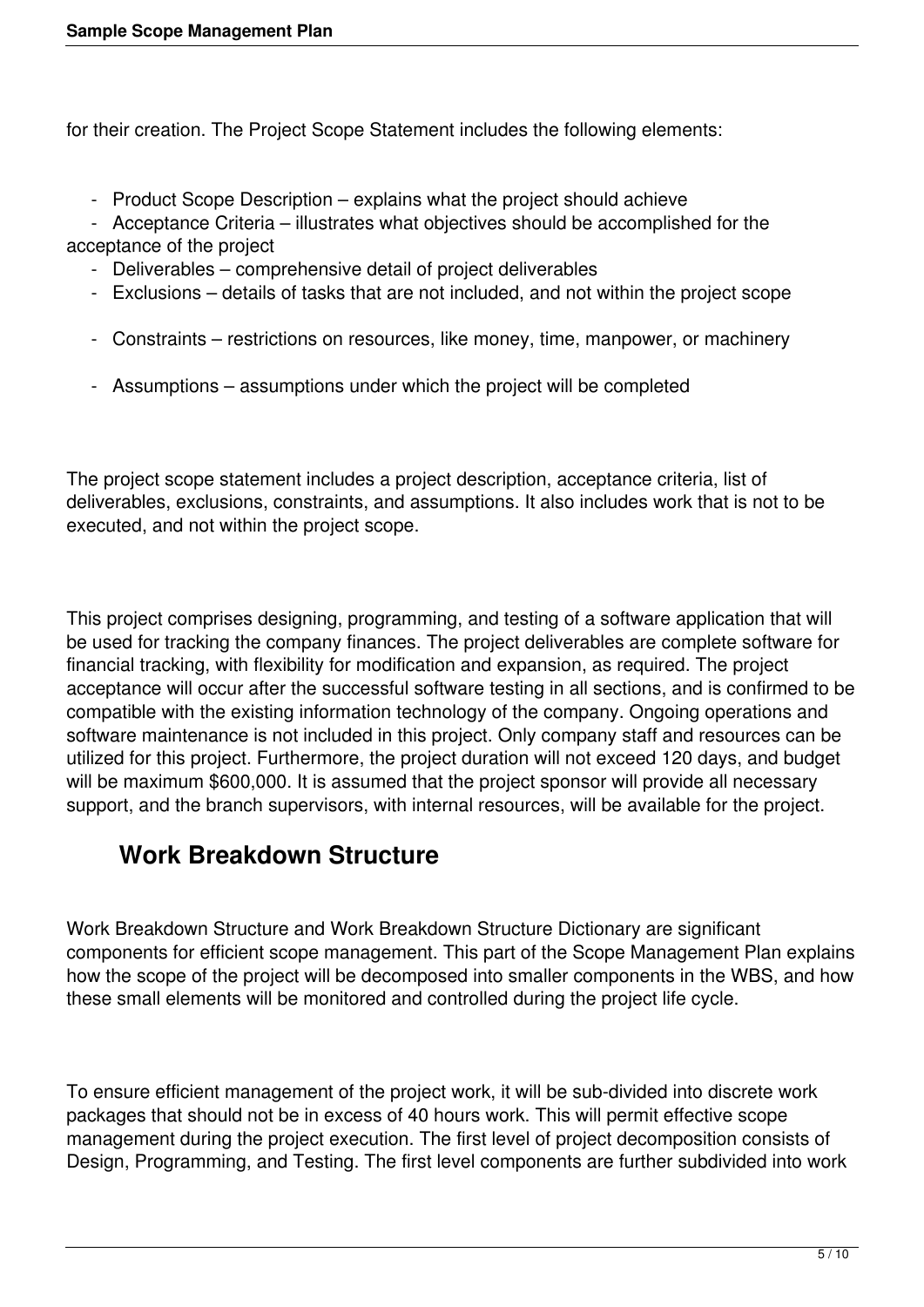for their creation. The Project Scope Statement includes the following elements:

- Product Scope Description – explains what the project should achieve
- Acceptance Criteria – illustrates what objectives should be accomplished for the acceptance of the project
- Deliverables – comprehensive detail of project deliverables
- Exclusions – details of tasks that are not included, and not within the project scope
- Constraints – restrictions on resources, like money, time, manpower, or machinery
- Assumptions – assumptions under which the project will be completed

The project scope statement includes a project description, acceptance criteria, list of deliverables, exclusions, constraints, and assumptions. It also includes work that is not to be executed, and not within the project scope.

This project comprises designing, programming, and testing of a software application that will be used for tracking the company finances. The project deliverables are complete software for financial tracking, with flexibility for modification and expansion, as required. The project acceptance will occur after the successful software testing in all sections, and is confirmed to be compatible with the existing information technology of the company. Ongoing operations and software maintenance is not included in this project. Only company staff and resources can be utilized for this project. Furthermore, the project duration will not exceed 120 days, and budget will be maximum $600,000. It is assumed that the project sponsor will provide all necessary support, and the branch supervisors, with internal resources, will be available for the project.

## Work Breakdown Structure

Work Breakdown Structure and Work Breakdown Structure Dictionary are significant components for efficient scope management. This part of the Scope Management Plan explains how the scope of the project will be decomposed into smaller components in the WBS, and how these small elements will be monitored and controlled during the project life cycle.

To ensure efficient management of the project work, it will be sub-divided into discrete work packages that should not be in excess of 40 hours work. This will permit effective scope management during the project execution. The first level of project decomposition consists of Design, Programming, and Testing. The first level components are further subdivided into work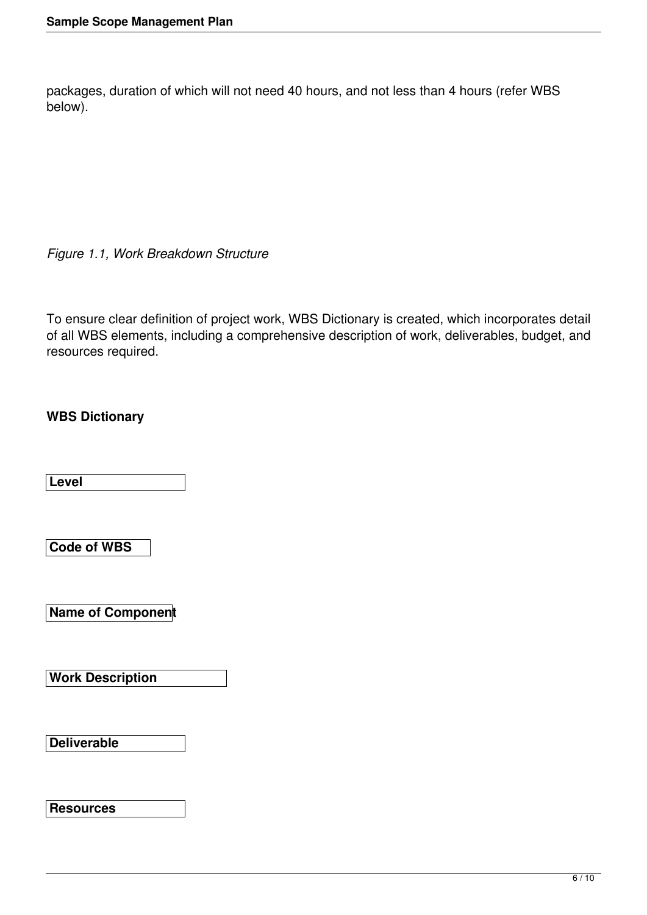packages, duration of which will not need 40 hours, and not less than 4 hours (refer WBS below).

*Figure 1.1, Work Breakdown Structure*

To ensure clear definition of project work, WBS Dictionary is created, which incorporates detail of all WBS elements, including a comprehensive description of work, deliverables, budget, and resources required.

**WBS Dictionary**

| **Level** |
|---|

| **Code of WBS** |
|---|

| **Name of Component** |
|---|

| **Work Description** |
|---|

| **Deliverable** |
|---|

| **Resources** |
|---|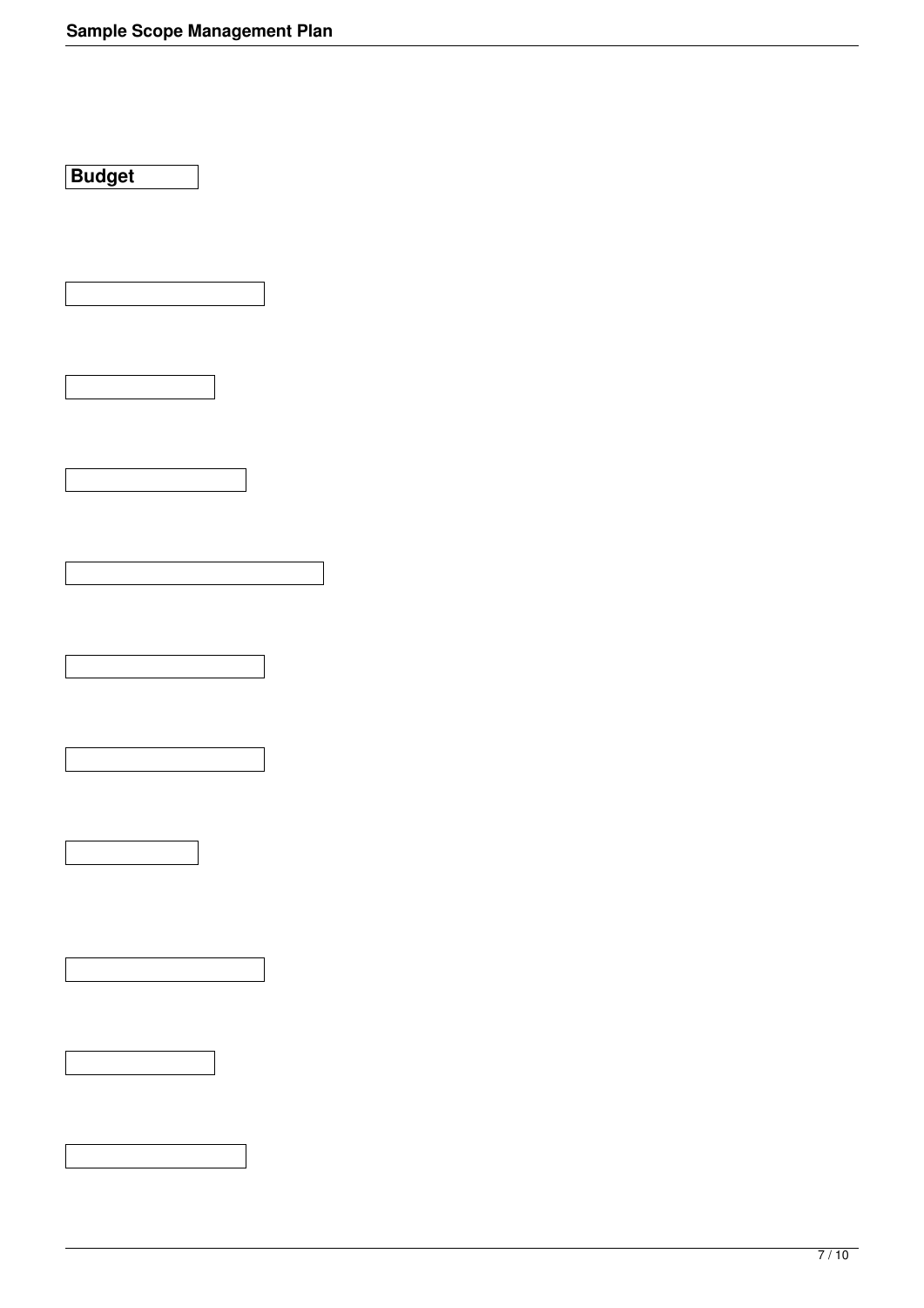**Budget**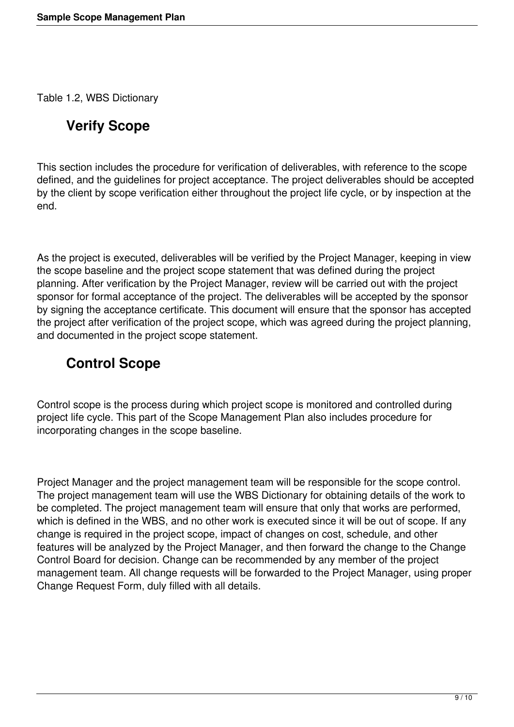Table 1.2, WBS Dictionary

## Verify Scope

This section includes the procedure for verification of deliverables, with reference to the scope defined, and the guidelines for project acceptance. The project deliverables should be accepted by the client by scope verification either throughout the project life cycle, or by inspection at the end.

As the project is executed, deliverables will be verified by the Project Manager, keeping in view the scope baseline and the project scope statement that was defined during the project planning. After verification by the Project Manager, review will be carried out with the project sponsor for formal acceptance of the project. The deliverables will be accepted by the sponsor by signing the acceptance certificate. This document will ensure that the sponsor has accepted the project after verification of the project scope, which was agreed during the project planning, and documented in the project scope statement.

## Control Scope

Control scope is the process during which project scope is monitored and controlled during project life cycle. This part of the Scope Management Plan also includes procedure for incorporating changes in the scope baseline.

Project Manager and the project management team will be responsible for the scope control. The project management team will use the WBS Dictionary for obtaining details of the work to be completed. The project management team will ensure that only that works are performed, which is defined in the WBS, and no other work is executed since it will be out of scope. If any change is required in the project scope, impact of changes on cost, schedule, and other features will be analyzed by the Project Manager, and then forward the change to the Change Control Board for decision. Change can be recommended by any member of the project management team. All change requests will be forwarded to the Project Manager, using proper Change Request Form, duly filled with all details.